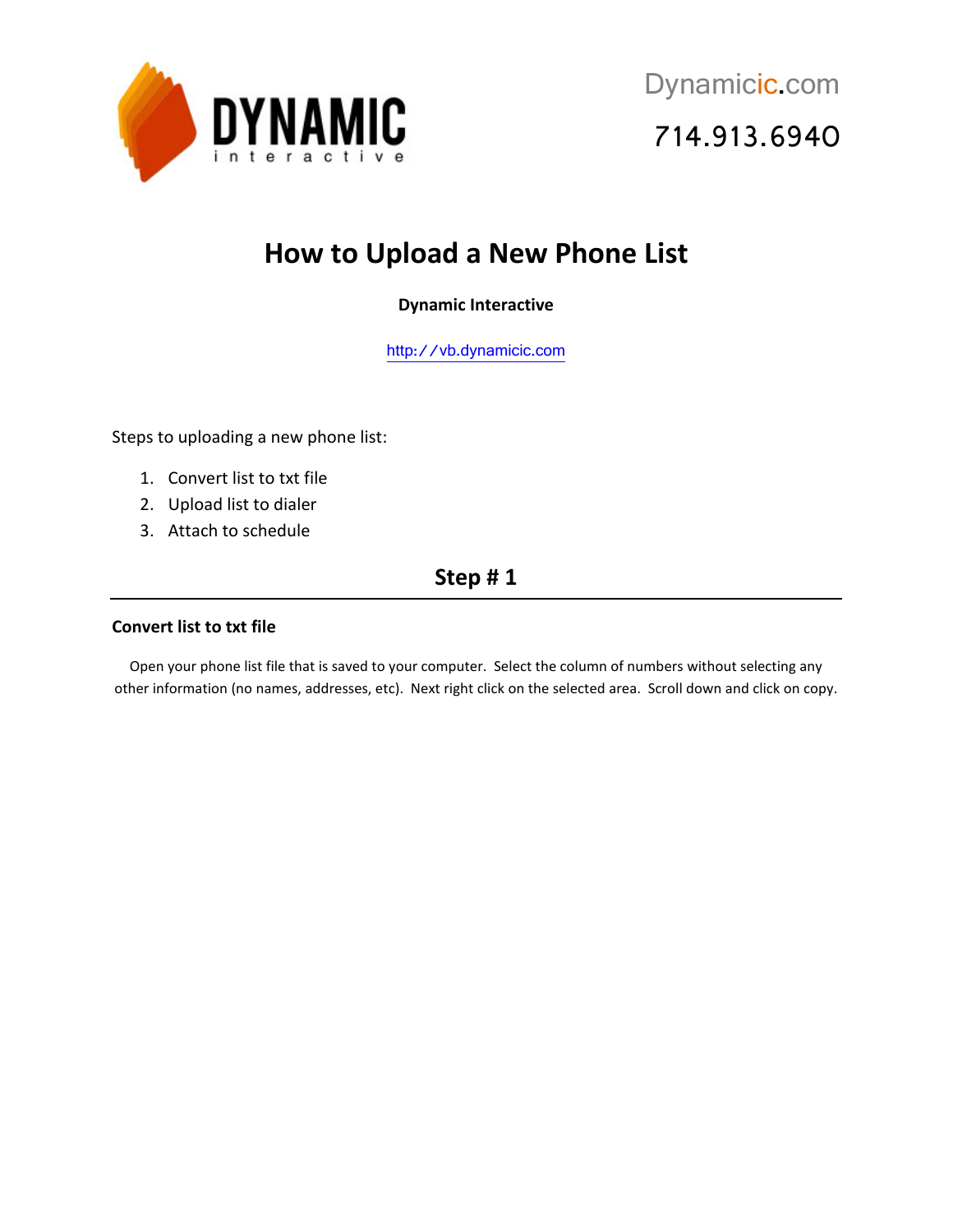DYNAMIC interactive

Dynamicic.com

714.913.6940

# How to Upload a New Phone List

**Dynamic Interactive**

http://vb.dynamicic.com

Steps to uploading a new phone list:

1. Convert list to txt file
2. Upload list to dialer
3. Attach to schedule

## Step # 1

### Convert list to txt file

Open your phone list file that is saved to your computer. Select the column of numbers without selecting any other information (no names, addresses, etc). Next right click on the selected area. Scroll down and click on copy.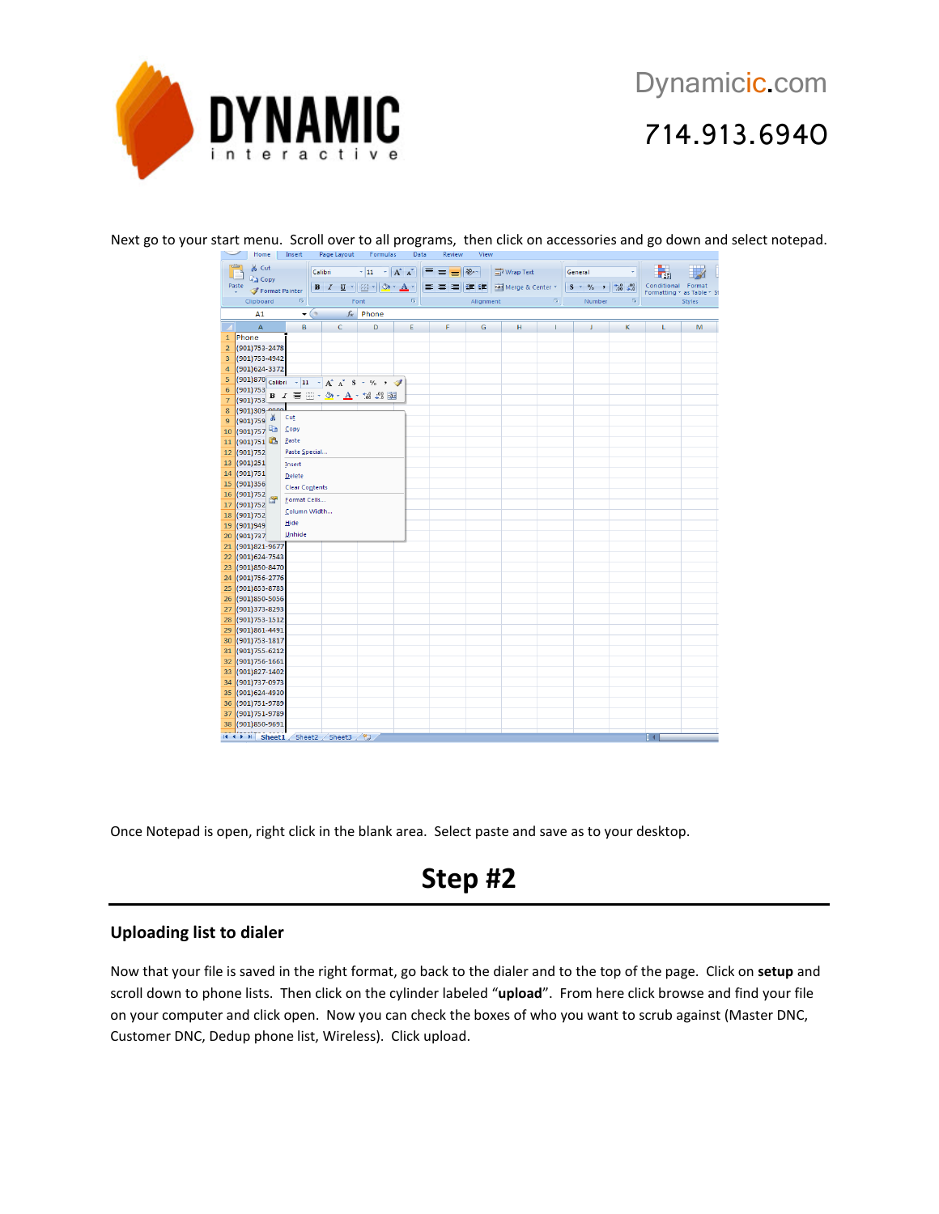Next go to your start menu. Scroll over to all programs, then click on accessories and go down and select notepad.

Once Notepad is open, right click in the blank area. Select paste and save as to your desktop.

# Step #2

## Uploading list to dialer

Now that your file is saved in the right format, go back to the dialer and to the top of the page. Click on **setup** and scroll down to phone lists. Then click on the cylinder labeled "**upload**". From here click browse and find your file on your computer and click open. Now you can check the boxes of who you want to scrub against (Master DNC, Customer DNC, Dedup phone list, Wireless). Click upload.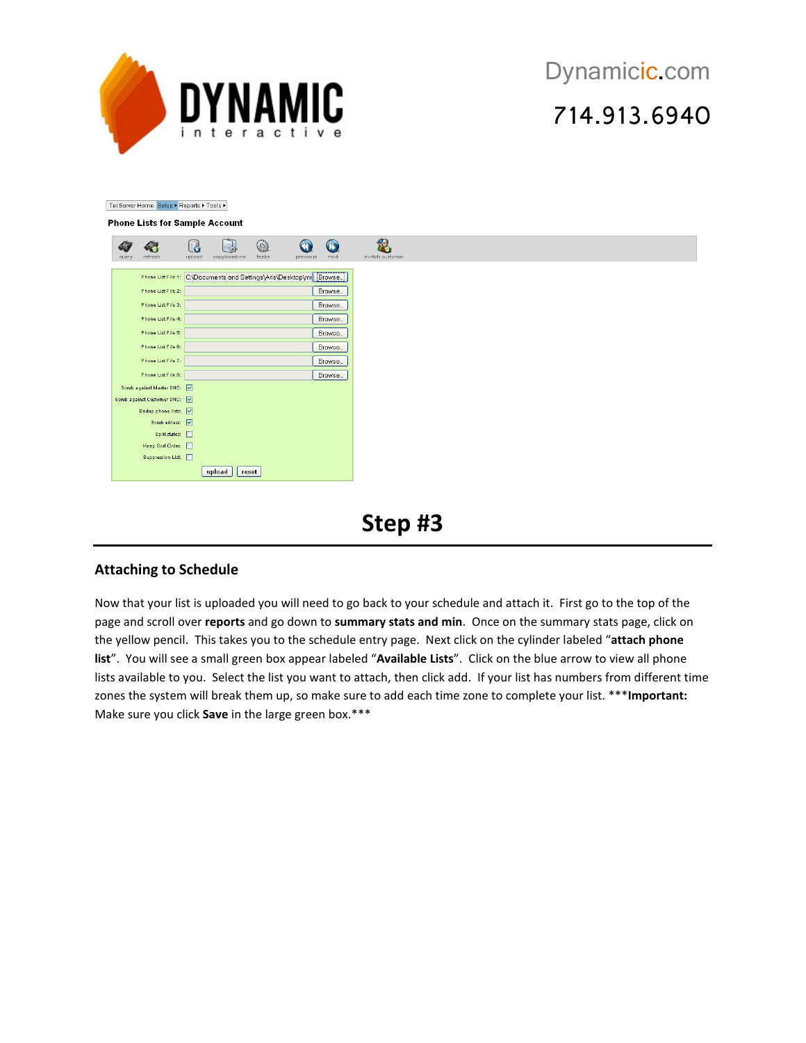Dynamicic.com

714.913.6940

# Step #3

## Attaching to Schedule

Now that your list is uploaded you will need to go back to your schedule and attach it. First go to the top of the page and scroll over **reports** and go down to **summary stats and min**. Once on the summary stats page, click on the yellow pencil. This takes you to the schedule entry page. Next click on the cylinder labeled "**attach phone list**". You will see a small green box appear labeled "**Available Lists**". Click on the blue arrow to view all phone lists available to you. Select the list you want to attach, then click add. If your list has numbers from different time zones the system will break them up, so make sure to add each time zone to complete your list. ***Important: Make sure you click **Save** in the large green box.***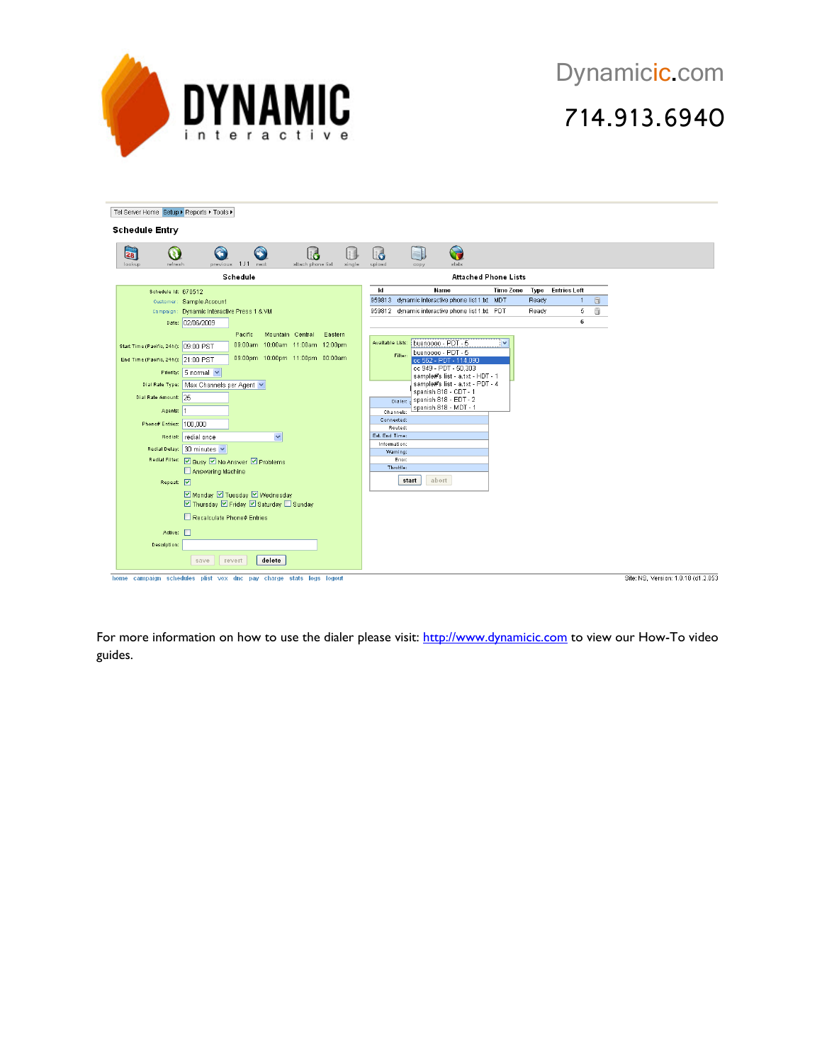Dynamicic.com

714.913.6940

Tel Server Home | Setup ▸ | Reports ▸ | Tools ▸

**Schedule Entry**

lookup | refresh | previous | 1 / 1 | next | attach phone list | single | upload | copy | stats

**Schedule**

| | |
|---|---|
| Schedule Id: | 670512 |
| Customer: | Sample Account |
| Campaign: | Dynamic Interactive Press 1 & VM |
| Date: | 02/06/2009 |

| | | Pacific | Mountain | Central | Eastern |
|---|---|---|---|---|---|
| Start Time (Pacific, 24h): | 09:00 PST | 09:00am | 10:00am | 11:00am | 12:00pm |
| End Time (Pacific, 24h): | 21:00 PST | 09:00pm | 10:00pm | 11:00pm | 00:00am |

| | |
|---|---|
| Priority: | 5 normal |
| Dial Rate Type: | Max Channels per Agent |
| Dial Rate Amount: | 25 |
| Agents: | 1 |
| Phone# Entries: | 100,000 |
| Redial: | redial once |
| Redial Delay: | 30 minutes |
| Redial Filter: | ☑ Busy ☑ No Answer ☑ Problems ☐ Answering Machine |
| Repeat: | ☑ |
| | ☑ Monday ☑ Tuesday ☑ Wednesday ☑ Thursday ☑ Friday ☑ Saturday ☐ Sunday |
| | ☐ Recalculate Phone# Entries |
| Active: | ☐ |
| Description: | |

save | revert | delete

**Attached Phone Lists**

| Id | Name | Time Zone | Type | Entries Left |
|---|---|---|---|---|
| 959813 | dynamic interactive phone list 1.txt | MDT | Ready | 1 |
| 959812 | dynamic interactive phone list 1.txt | PDT | Ready | 5 |
| | | | | 6 |

Available Lists: buenoooo - PDT - 5

Filter:

- buenoooo - PDT - 5
- oc 562 - PDT - 114,090
- oc 949 - PDT - 50,303
- sample#'s list - a.txt - HDT - 1
- sample#'s list - a.txt - PDT - 4
- spanish 818 - CDT - 1
- spanish 818 - EDT - 2
- spanish 818 - MDT - 1

Dialer:
Channels:
Connected:
Routed:
Est. End Time:
Information:
Warning:
Error:
Throttle:

start | abort

home campaign schedules plist vox dnc pay charge stats logs logout

Site: NS, Version: 1.0.18 (c) 1.2.053

For more information on how to use the dialer please visit: http://www.dynamicic.com to view our How-To video guides.